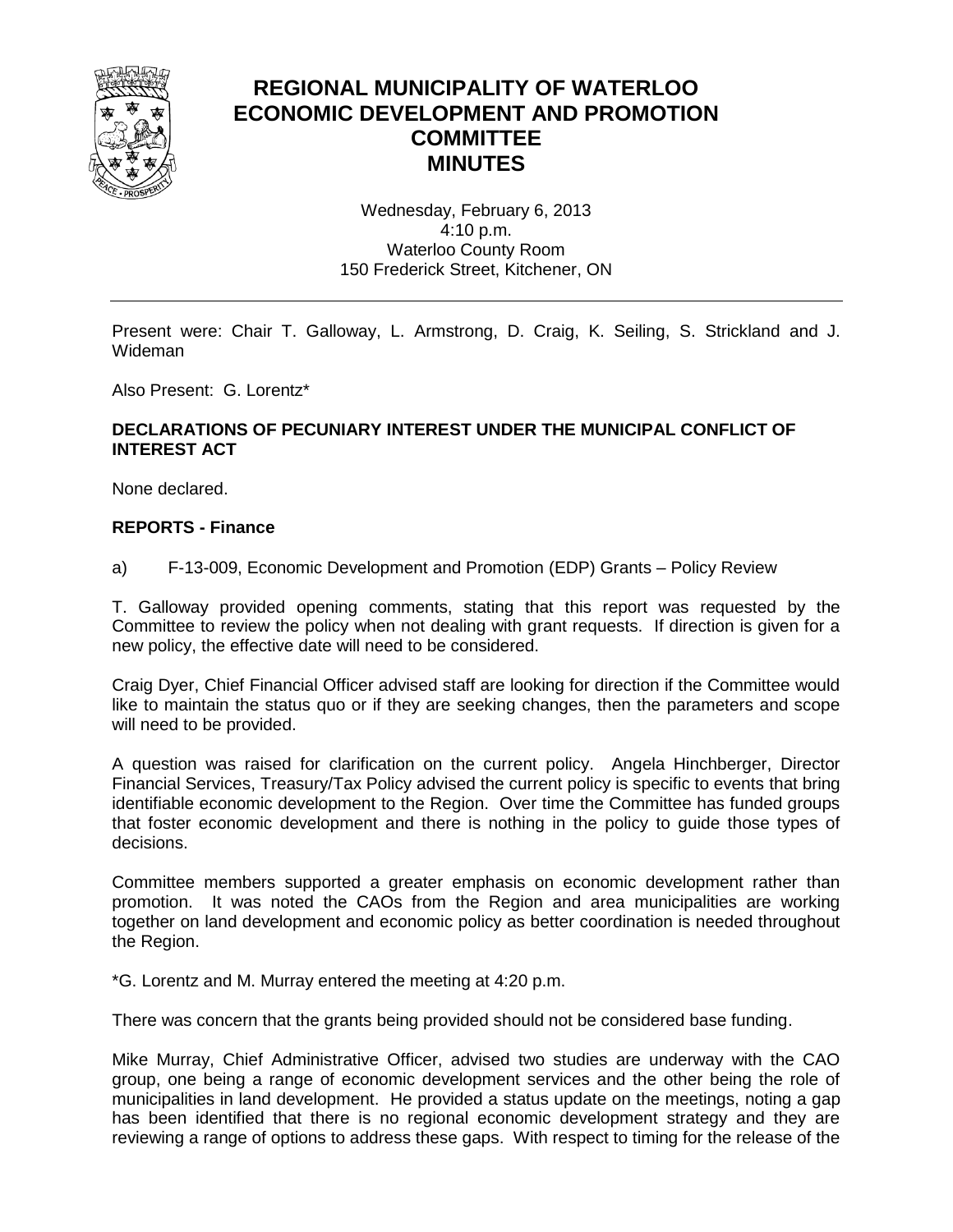# REGIONAL MUNICIPALITY OF WATERLOO ECONOMIC DEVELOPMENT AND PROMOTION COMMITTEE MINUTES

Wednesday, February 6, 2013
4:10 p.m.
Waterloo County Room
150 Frederick Street, Kitchener, ON

---

Present were: Chair T. Galloway, L. Armstrong, D. Craig, K. Seiling, S. Strickland and J. Wideman

Also Present: G. Lorentz*

**DECLARATIONS OF PECUNIARY INTEREST UNDER THE MUNICIPAL CONFLICT OF INTEREST ACT**

None declared.

**REPORTS - Finance**

a) F-13-009, Economic Development and Promotion (EDP) Grants – Policy Review

T. Galloway provided opening comments, stating that this report was requested by the Committee to review the policy when not dealing with grant requests. If direction is given for a new policy, the effective date will need to be considered.

Craig Dyer, Chief Financial Officer advised staff are looking for direction if the Committee would like to maintain the status quo or if they are seeking changes, then the parameters and scope will need to be provided.

A question was raised for clarification on the current policy. Angela Hinchberger, Director Financial Services, Treasury/Tax Policy advised the current policy is specific to events that bring identifiable economic development to the Region. Over time the Committee has funded groups that foster economic development and there is nothing in the policy to guide those types of decisions.

Committee members supported a greater emphasis on economic development rather than promotion. It was noted the CAOs from the Region and area municipalities are working together on land development and economic policy as better coordination is needed throughout the Region.

*G. Lorentz and M. Murray entered the meeting at 4:20 p.m.

There was concern that the grants being provided should not be considered base funding.

Mike Murray, Chief Administrative Officer, advised two studies are underway with the CAO group, one being a range of economic development services and the other being the role of municipalities in land development. He provided a status update on the meetings, noting a gap has been identified that there is no regional economic development strategy and they are reviewing a range of options to address these gaps. With respect to timing for the release of the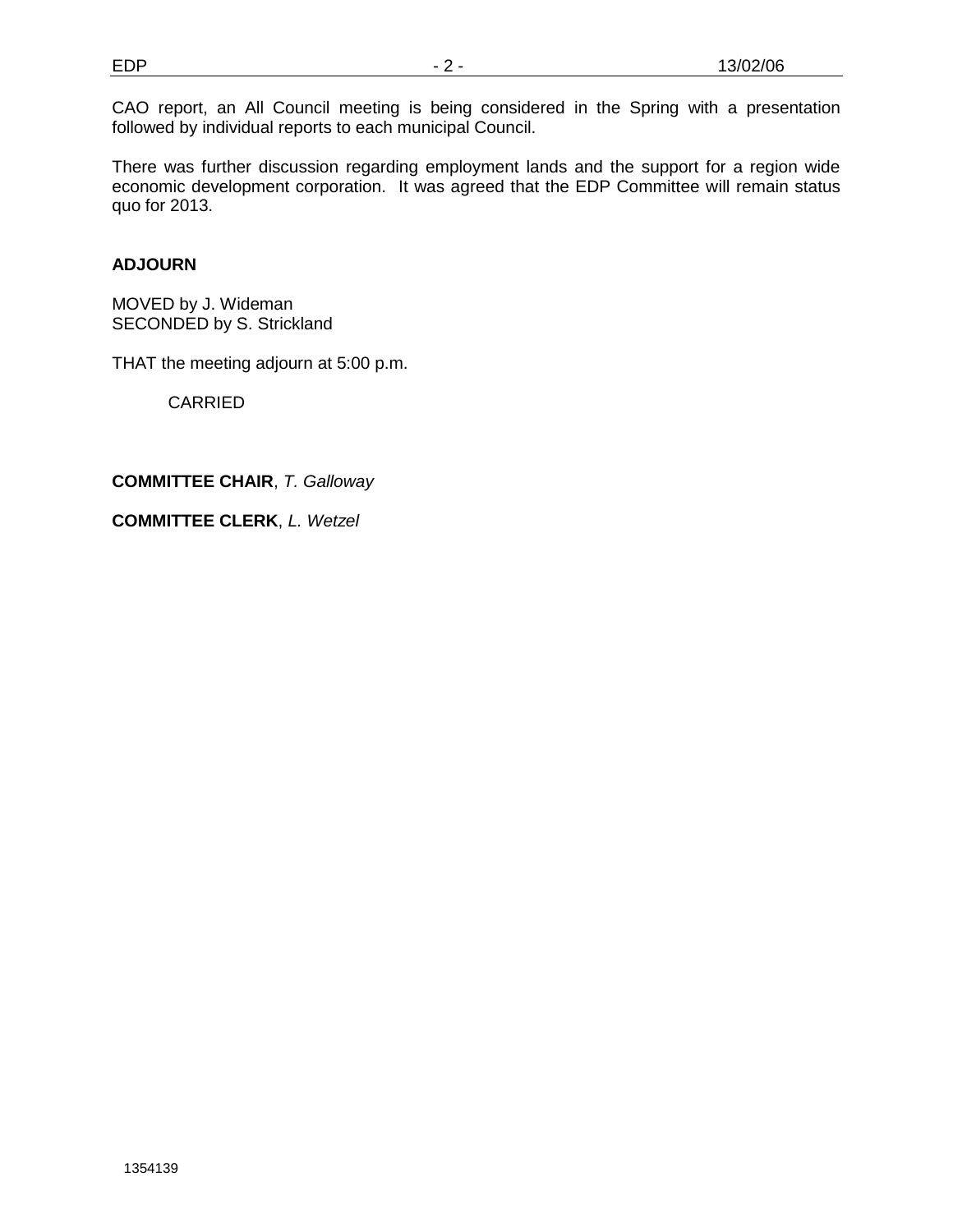CAO report, an All Council meeting is being considered in the Spring with a presentation followed by individual reports to each municipal Council.

There was further discussion regarding employment lands and the support for a region wide economic development corporation. It was agreed that the EDP Committee will remain status quo for 2013.

**ADJOURN**

MOVED by J. Wideman
SECONDED by S. Strickland

THAT the meeting adjourn at 5:00 p.m.

CARRIED

**COMMITTEE CHAIR**, *T. Galloway*

**COMMITTEE CLERK**, *L. Wetzel*

1354139